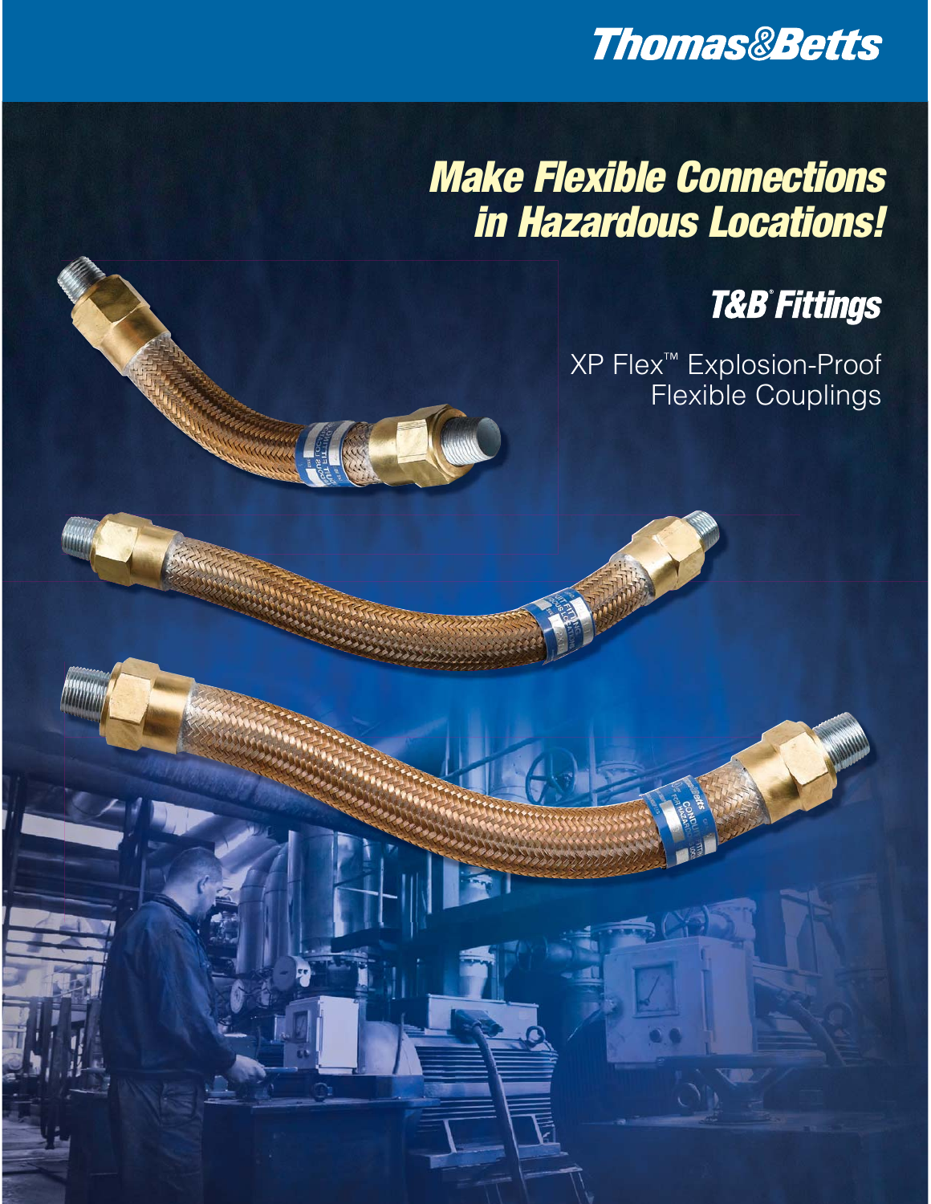Thomas&Betts

# Make Flexible Connections in Hazardous Locations!

## T&B® Fittings

XP Flex™ Explosion-Proof Flexible Couplings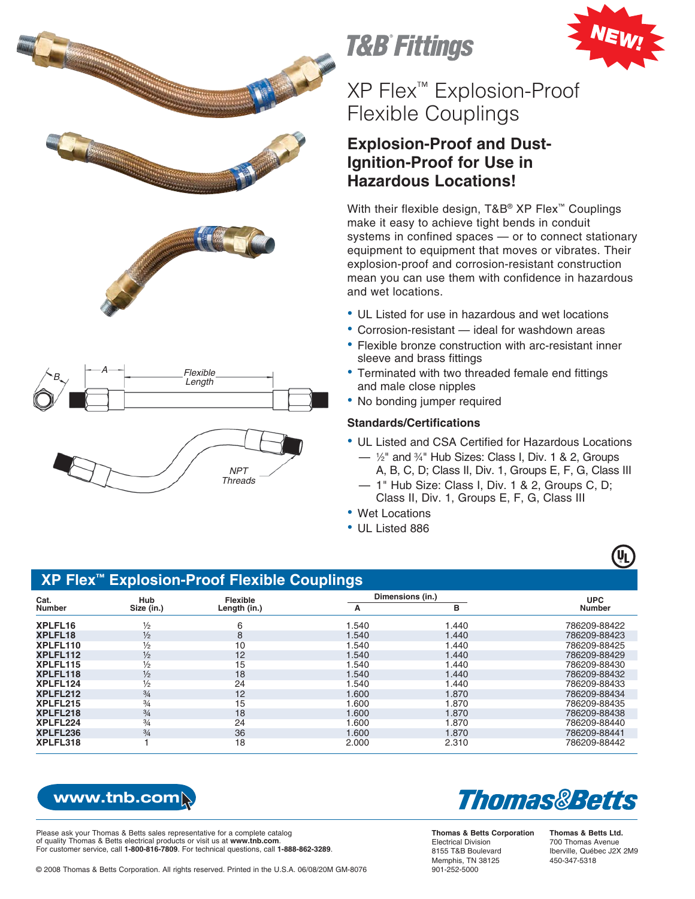# T&B® Fittings

NEW!

## XP Flex™ Explosion-Proof Flexible Couplings

### Explosion-Proof and Dust-Ignition-Proof for Use in Hazardous Locations!

With their flexible design, T&B® XP Flex™ Couplings make it easy to achieve tight bends in conduit systems in confined spaces — or to connect stationary equipment to equipment that moves or vibrates. Their explosion-proof and corrosion-resistant construction mean you can use them with confidence in hazardous and wet locations.

- UL Listed for use in hazardous and wet locations
- Corrosion-resistant — ideal for washdown areas
- Flexible bronze construction with arc-resistant inner sleeve and brass fittings
- Terminated with two threaded female end fittings and male close nipples
- No bonding jumper required

B
A
Flexible Length
NPT Threads

#### Standards/Certifications

- UL Listed and CSA Certified for Hazardous Locations
  - — ½" and ¾" Hub Sizes: Class I, Div. 1 & 2, Groups A, B, C, D; Class II, Div. 1, Groups E, F, G, Class III
  - — 1" Hub Size: Class I, Div. 1 & 2, Groups C, D; Class II, Div. 1, Groups E, F, G, Class III
- Wet Locations
- UL Listed 886

## XP Flex™ Explosion-Proof Flexible Couplings

| Cat. Number | Hub Size (in.) | Flexible Length (in.) | Dimensions (in.) A | Dimensions (in.) B | UPC Number |
|---|---|---|---|---|---|
| **XPLFL16** | ½ | 6 | 1.540 | 1.440 | 786209-88422 |
| **XPLFL18** | ½ | 8 | 1.540 | 1.440 | 786209-88423 |
| **XPLFL110** | ½ | 10 | 1.540 | 1.440 | 786209-88425 |
| **XPLFL112** | ½ | 12 | 1.540 | 1.440 | 786209-88429 |
| **XPLFL115** | ½ | 15 | 1.540 | 1.440 | 786209-88430 |
| **XPLFL118** | ½ | 18 | 1.540 | 1.440 | 786209-88432 |
| **XPLFL124** | ½ | 24 | 1.540 | 1.440 | 786209-88433 |
| **XPLFL212** | ¾ | 12 | 1.600 | 1.870 | 786209-88434 |
| **XPLFL215** | ¾ | 15 | 1.600 | 1.870 | 786209-88435 |
| **XPLFL218** | ¾ | 18 | 1.600 | 1.870 | 786209-88438 |
| **XPLFL224** | ¾ | 24 | 1.600 | 1.870 | 786209-88440 |
| **XPLFL236** | ¾ | 36 | 1.600 | 1.870 | 786209-88441 |
| **XPLFL318** | 1 | 18 | 2.000 | 2.310 | 786209-88442 |

www.tnb.com

Thomas&Betts

Please ask your Thomas & Betts sales representative for a complete catalog of quality Thomas & Betts electrical products or visit us at **www.tnb.com**.
For customer service, call **1-800-816-7809**. For technical questions, call **1-888-862-3289**.

**Thomas & Betts Corporation**
Electrical Division
8155 T&B Boulevard
Memphis, TN 38125
901-252-5000

**Thomas & Betts Ltd.**
700 Thomas Avenue
Iberville, Québec J2X 2M9
450-347-5318

© 2008 Thomas & Betts Corporation. All rights reserved. Printed in the U.S.A. 06/08/20M GM-8076